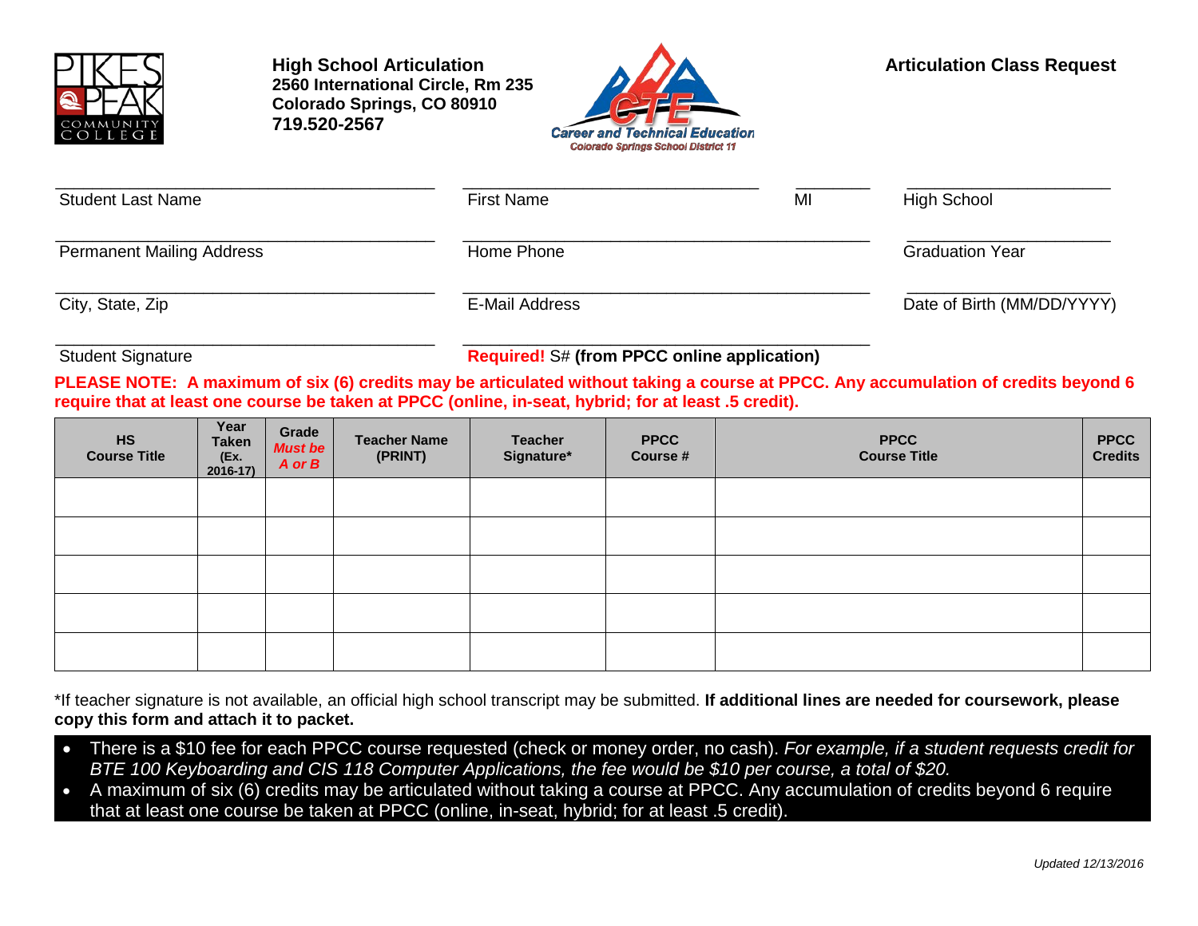**High School Articulation**
**2560 International Circle, Rm 235**
**Colorado Springs, CO 80910**
**719.520-2567**

Career and Technical Education
Colorado Springs School District 11

## Articulation Class Request

| | | | |
|---|---|---|---|
| Student Last Name | First Name | MI | High School |
| Permanent Mailing Address | Home Phone | | Graduation Year |
| City, State, Zip | E-Mail Address | | Date of Birth (MM/DD/YYYY) |
| Student Signature | **Required!** S# **(from PPCC online application)** | | |

**PLEASE NOTE: A maximum of six (6) credits may be articulated without taking a course at PPCC. Any accumulation of credits beyond 6 require that at least one course be taken at PPCC (online, in-seat, hybrid; for at least .5 credit).**

| HS Course Title | Year Taken (Ex. 2016-17) | Grade *Must be A or B* | Teacher Name (PRINT) | Teacher Signature* | PPCC Course # | PPCC Course Title | PPCC Credits |
|---|---|---|---|---|---|---|---|
| | | | | | | | |
| | | | | | | | |
| | | | | | | | |
| | | | | | | | |
| | | | | | | | |

*If teacher signature is not available, an official high school transcript may be submitted. **If additional lines are needed for coursework, please copy this form and attach it to packet.**

- There is a $10 fee for each PPCC course requested (check or money order, no cash). *For example, if a student requests credit for BTE 100 Keyboarding and CIS 118 Computer Applications, the fee would be $10 per course, a total of $20.*
- A maximum of six (6) credits may be articulated without taking a course at PPCC. Any accumulation of credits beyond 6 require that at least one course be taken at PPCC (online, in-seat, hybrid; for at least .5 credit).

*Updated 12/13/2016*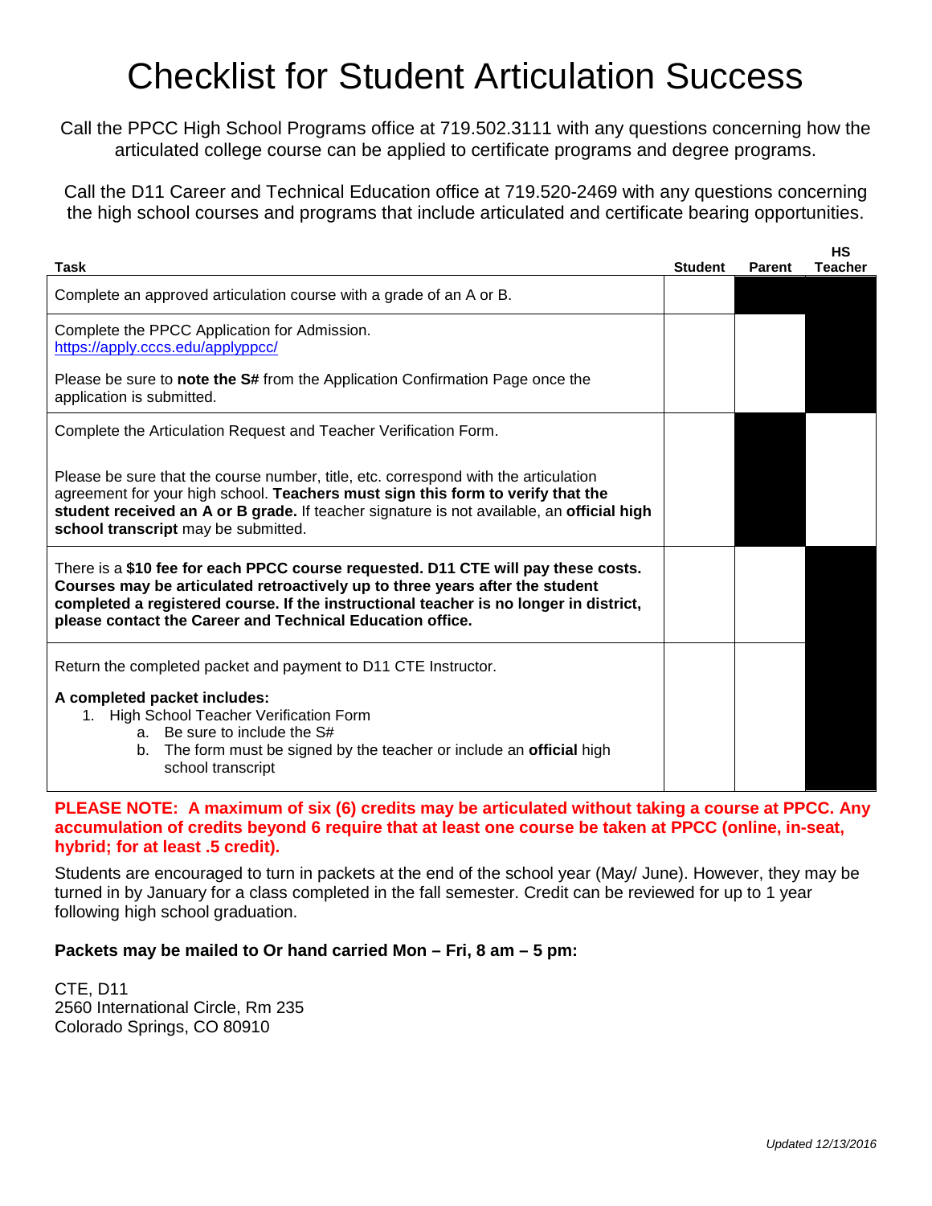# Checklist for Student Articulation Success

Call the PPCC High School Programs office at 719.502.3111 with any questions concerning how the articulated college course can be applied to certificate programs and degree programs.

Call the D11 Career and Technical Education office at 719.520-2469 with any questions concerning the high school courses and programs that include articulated and certificate bearing opportunities.

| Task | Student | Parent | HS Teacher |
|---|---|---|---|
| Complete an approved articulation course with a grade of an A or B. | | | |
| Complete the PPCC Application for Admission. https://apply.cccs.edu/applyppcc/<br><br>Please be sure to **note the S#** from the Application Confirmation Page once the application is submitted. | | | |
| Complete the Articulation Request and Teacher Verification Form.<br><br>Please be sure that the course number, title, etc. correspond with the articulation agreement for your high school. **Teachers must sign this form to verify that the student received an A or B grade.** If teacher signature is not available, an **official high school transcript** may be submitted. | | | |
| There is a **$10 fee for each PPCC course requested. D11 CTE will pay these costs. Courses may be articulated retroactively up to three years after the student completed a registered course. If the instructional teacher is no longer in district, please contact the Career and Technical Education office.** | | | |
| Return the completed packet and payment to D11 CTE Instructor.<br><br>**A completed packet includes:**<br>1. High School Teacher Verification Form<br>a. Be sure to include the S#<br>b. The form must be signed by the teacher or include an **official** high school transcript | | | |

**PLEASE NOTE: A maximum of six (6) credits may be articulated without taking a course at PPCC. Any accumulation of credits beyond 6 require that at least one course be taken at PPCC (online, in-seat, hybrid; for at least .5 credit).**

Students are encouraged to turn in packets at the end of the school year (May/ June). However, they may be turned in by January for a class completed in the fall semester. Credit can be reviewed for up to 1 year following high school graduation.

**Packets may be mailed to Or hand carried Mon – Fri, 8 am – 5 pm:**

CTE, D11
2560 International Circle, Rm 235
Colorado Springs, CO 80910

*Updated 12/13/2016*